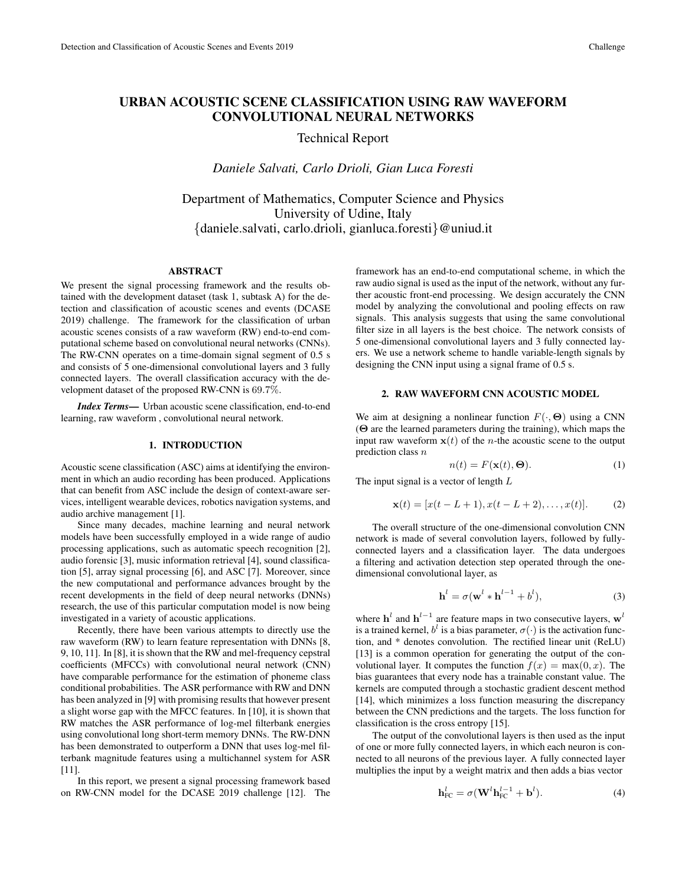# URBAN ACOUSTIC SCENE CLASSIFICATION USING RAW WAVEFORM CONVOLUTIONAL NEURAL NETWORKS

Technical Report

*Daniele Salvati, Carlo Drioli, Gian Luca Foresti*

Department of Mathematics, Computer Science and Physics
University of Udine, Italy
{daniele.salvati, carlo.drioli, gianluca.foresti}@uniud.it

## ABSTRACT

We present the signal processing framework and the results obtained with the development dataset (task 1, subtask A) for the detection and classification of acoustic scenes and events (DCASE 2019) challenge. The framework for the classification of urban acoustic scenes consists of a raw waveform (RW) end-to-end computational scheme based on convolutional neural networks (CNNs). The RW-CNN operates on a time-domain signal segment of 0.5 s and consists of 5 one-dimensional convolutional layers and 3 fully connected layers. The overall classification accuracy with the development dataset of the proposed RW-CNN is $69.7\%$.

***Index Terms*—** Urban acoustic scene classification, end-to-end learning, raw waveform , convolutional neural network.

## 1. INTRODUCTION

Acoustic scene classification (ASC) aims at identifying the environment in which an audio recording has been produced. Applications that can benefit from ASC include the design of context-aware services, intelligent wearable devices, robotics navigation systems, and audio archive management [1].

Since many decades, machine learning and neural network models have been successfully employed in a wide range of audio processing applications, such as automatic speech recognition [2], audio forensic [3], music information retrieval [4], sound classification [5], array signal processing [6], and ASC [7]. Moreover, since the new computational and performance advances brought by the recent developments in the field of deep neural networks (DNNs) research, the use of this particular computation model is now being investigated in a variety of acoustic applications.

Recently, there have been various attempts to directly use the raw waveform (RW) to learn feature representation with DNNs [8, 9, 10, 11]. In [8], it is shown that the RW and mel-frequency cepstral coefficients (MFCCs) with convolutional neural network (CNN) have comparable performance for the estimation of phoneme class conditional probabilities. The ASR performance with RW and DNN has been analyzed in [9] with promising results that however present a slight worse gap with the MFCC features. In [10], it is shown that RW matches the ASR performance of log-mel filterbank energies using convolutional long short-term memory DNNs. The RW-DNN has been demonstrated to outperform a DNN that uses log-mel filterbank magnitude features using a multichannel system for ASR [11].

In this report, we present a signal processing framework based on RW-CNN model for the DCASE 2019 challenge [12]. The framework has an end-to-end computational scheme, in which the raw audio signal is used as the input of the network, without any further acoustic front-end processing. We design accurately the CNN model by analyzing the convolutional and pooling effects on raw signals. This analysis suggests that using the same convolutional filter size in all layers is the best choice. The network consists of 5 one-dimensional convolutional layers and 3 fully connected layers. We use a network scheme to handle variable-length signals by designing the CNN input using a signal frame of 0.5 s.

## 2. RAW WAVEFORM CNN ACOUSTIC MODEL

We aim at designing a nonlinear function $F(\cdot, \mathbf{\Theta})$ using a CNN ($\mathbf{\Theta}$ are the learned parameters during the training), which maps the input raw waveform $\mathbf{x}(t)$ of the $n$-the acoustic scene to the output prediction class $n$

$$n(t) = F(\mathbf{x}(t), \mathbf{\Theta}). \tag{1}$$

The input signal is a vector of length $L$

$$\mathbf{x}(t) = [x(t-L+1), x(t-L+2), \ldots, x(t)]. \tag{2}$$

The overall structure of the one-dimensional convolution CNN network is made of several convolution layers, followed by fully-connected layers and a classification layer. The data undergoes a filtering and activation detection step operated through the one-dimensional convolutional layer, as

$$\mathbf{h}^l = \sigma(\mathbf{w}^l * \mathbf{h}^{l-1} + b^l), \tag{3}$$

where $\mathbf{h}^l$ and $\mathbf{h}^{l-1}$ are feature maps in two consecutive layers, $\mathbf{w}^l$ is a trained kernel, $b^l$ is a bias parameter, $\sigma(\cdot)$ is the activation function, and $*$ denotes convolution. The rectified linear unit (ReLU) [13] is a common operation for generating the output of the convolutional layer. It computes the function $f(x) = \max(0, x)$. The bias guarantees that every node has a trainable constant value. The kernels are computed through a stochastic gradient descent method [14], which minimizes a loss function measuring the discrepancy between the CNN predictions and the targets. The loss function for classification is the cross entropy [15].

The output of the convolutional layers is then used as the input of one or more fully connected layers, in which each neuron is connected to all neurons of the previous layer. A fully connected layer multiplies the input by a weight matrix and then adds a bias vector

$$\mathbf{h}^l_{\text{FC}} = \sigma(\mathbf{W}^l \mathbf{h}^{l-1}_{\text{FC}} + \mathbf{b}^l). \tag{4}$$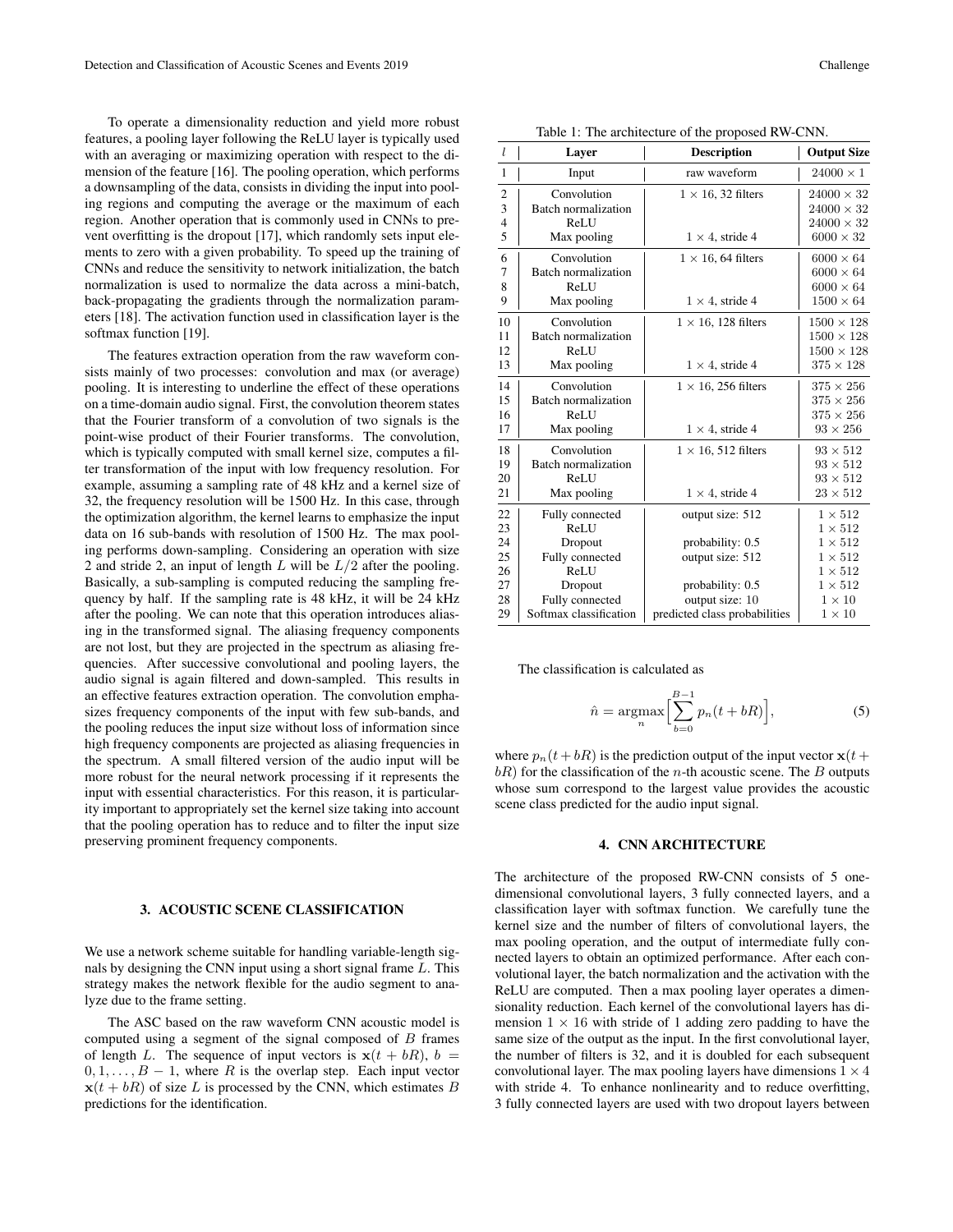To operate a dimensionality reduction and yield more robust features, a pooling layer following the ReLU layer is typically used with an averaging or maximizing operation with respect to the dimension of the feature [16]. The pooling operation, which performs a downsampling of the data, consists in dividing the input into pooling regions and computing the average or the maximum of each region. Another operation that is commonly used in CNNs to prevent overfitting is the dropout [17], which randomly sets input elements to zero with a given probability. To speed up the training of CNNs and reduce the sensitivity to network initialization, the batch normalization is used to normalize the data across a mini-batch, back-propagating the gradients through the normalization parameters [18]. The activation function used in classification layer is the softmax function [19].

The features extraction operation from the raw waveform consists mainly of two processes: convolution and max (or average) pooling. It is interesting to underline the effect of these operations on a time-domain audio signal. First, the convolution theorem states that the Fourier transform of a convolution of two signals is the point-wise product of their Fourier transforms. The convolution, which is typically computed with small kernel size, computes a filter transformation of the input with low frequency resolution. For example, assuming a sampling rate of 48 kHz and a kernel size of 32, the frequency resolution will be 1500 Hz. In this case, through the optimization algorithm, the kernel learns to emphasize the input data on 16 sub-bands with resolution of 1500 Hz. The max pooling performs down-sampling. Considering an operation with size 2 and stride 2, an input of length $L$ will be $L/2$ after the pooling. Basically, a sub-sampling is computed reducing the sampling frequency by half. If the sampling rate is 48 kHz, it will be 24 kHz after the pooling. We can note that this operation introduces aliasing in the transformed signal. The aliasing frequency components are not lost, but they are projected in the spectrum as aliasing frequencies. After successive convolutional and pooling layers, the audio signal is again filtered and down-sampled. This results in an effective features extraction operation. The convolution emphasizes frequency components of the input with few sub-bands, and the pooling reduces the input size without loss of information since high frequency components are projected as aliasing frequencies in the spectrum. A small filtered version of the audio input will be more robust for the neural network processing if it represents the input with essential characteristics. For this reason, it is particularity important to appropriately set the kernel size taking into account that the pooling operation has to reduce and to filter the input size preserving prominent frequency components.

## 3. ACOUSTIC SCENE CLASSIFICATION

We use a network scheme suitable for handling variable-length signals by designing the CNN input using a short signal frame $L$. This strategy makes the network flexible for the audio segment to analyze due to the frame setting.

The ASC based on the raw waveform CNN acoustic model is computed using a segment of the signal composed of $B$ frames of length $L$. The sequence of input vectors is $\mathbf{x}(t + bR)$, $b = 0, 1, \ldots, B - 1$, where $R$ is the overlap step. Each input vector $\mathbf{x}(t + bR)$ of size $L$ is processed by the CNN, which estimates $B$ predictions for the identification.

Table 1: The architecture of the proposed RW-CNN.

| $l$ | Layer | Description | Output Size |
|---|---|---|---|
| 1 | Input | raw waveform | $24000 \times 1$ |
| 2 | Convolution | $1 \times 16$, 32 filters | $24000 \times 32$ |
| 3 | Batch normalization | | $24000 \times 32$ |
| 4 | ReLU | | $24000 \times 32$ |
| 5 | Max pooling | $1 \times 4$, stride 4 | $6000 \times 32$ |
| 6 | Convolution | $1 \times 16$, 64 filters | $6000 \times 64$ |
| 7 | Batch normalization | | $6000 \times 64$ |
| 8 | ReLU | | $6000 \times 64$ |
| 9 | Max pooling | $1 \times 4$, stride 4 | $1500 \times 64$ |
| 10 | Convolution | $1 \times 16$, 128 filters | $1500 \times 128$ |
| 11 | Batch normalization | | $1500 \times 128$ |
| 12 | ReLU | | $1500 \times 128$ |
| 13 | Max pooling | $1 \times 4$, stride 4 | $375 \times 128$ |
| 14 | Convolution | $1 \times 16$, 256 filters | $375 \times 256$ |
| 15 | Batch normalization | | $375 \times 256$ |
| 16 | ReLU | | $375 \times 256$ |
| 17 | Max pooling | $1 \times 4$, stride 4 | $93 \times 256$ |
| 18 | Convolution | $1 \times 16$, 512 filters | $93 \times 512$ |
| 19 | Batch normalization | | $93 \times 512$ |
| 20 | ReLU | | $93 \times 512$ |
| 21 | Max pooling | $1 \times 4$, stride 4 | $23 \times 512$ |
| 22 | Fully connected | output size: 512 | $1 \times 512$ |
| 23 | ReLU | | $1 \times 512$ |
| 24 | Dropout | probability: 0.5 | $1 \times 512$ |
| 25 | Fully connected | output size: 512 | $1 \times 512$ |
| 26 | ReLU | | $1 \times 512$ |
| 27 | Dropout | probability: 0.5 | $1 \times 512$ |
| 28 | Fully connected | output size: 10 | $1 \times 10$ |
| 29 | Softmax classification | predicted class probabilities | $1 \times 10$ |

The classification is calculated as

$$\hat{n} = \underset{n}{\operatorname{argmax}} \Big[ \sum_{b=0}^{B-1} p_n(t + bR) \Big], \tag{5}$$

where $p_n(t + bR)$ is the prediction output of the input vector $\mathbf{x}(t + bR)$ for the classification of the $n$-th acoustic scene. The $B$ outputs whose sum correspond to the largest value provides the acoustic scene class predicted for the audio input signal.

## 4. CNN ARCHITECTURE

The architecture of the proposed RW-CNN consists of 5 one-dimensional convolutional layers, 3 fully connected layers, and a classification layer with softmax function. We carefully tune the kernel size and the number of filters of convolutional layers, the max pooling operation, and the output of intermediate fully connected layers to obtain an optimized performance. After each convolutional layer, the batch normalization and the activation with the ReLU are computed. Then a max pooling layer operates a dimensionality reduction. Each kernel of the convolutional layers has dimension $1 \times 16$ with stride of 1 adding zero padding to have the same size of the output as the input. In the first convolutional layer, the number of filters is 32, and it is doubled for each subsequent convolutional layer. The max pooling layers have dimensions $1 \times 4$ with stride 4. To enhance nonlinearity and to reduce overfitting, 3 fully connected layers are used with two dropout layers between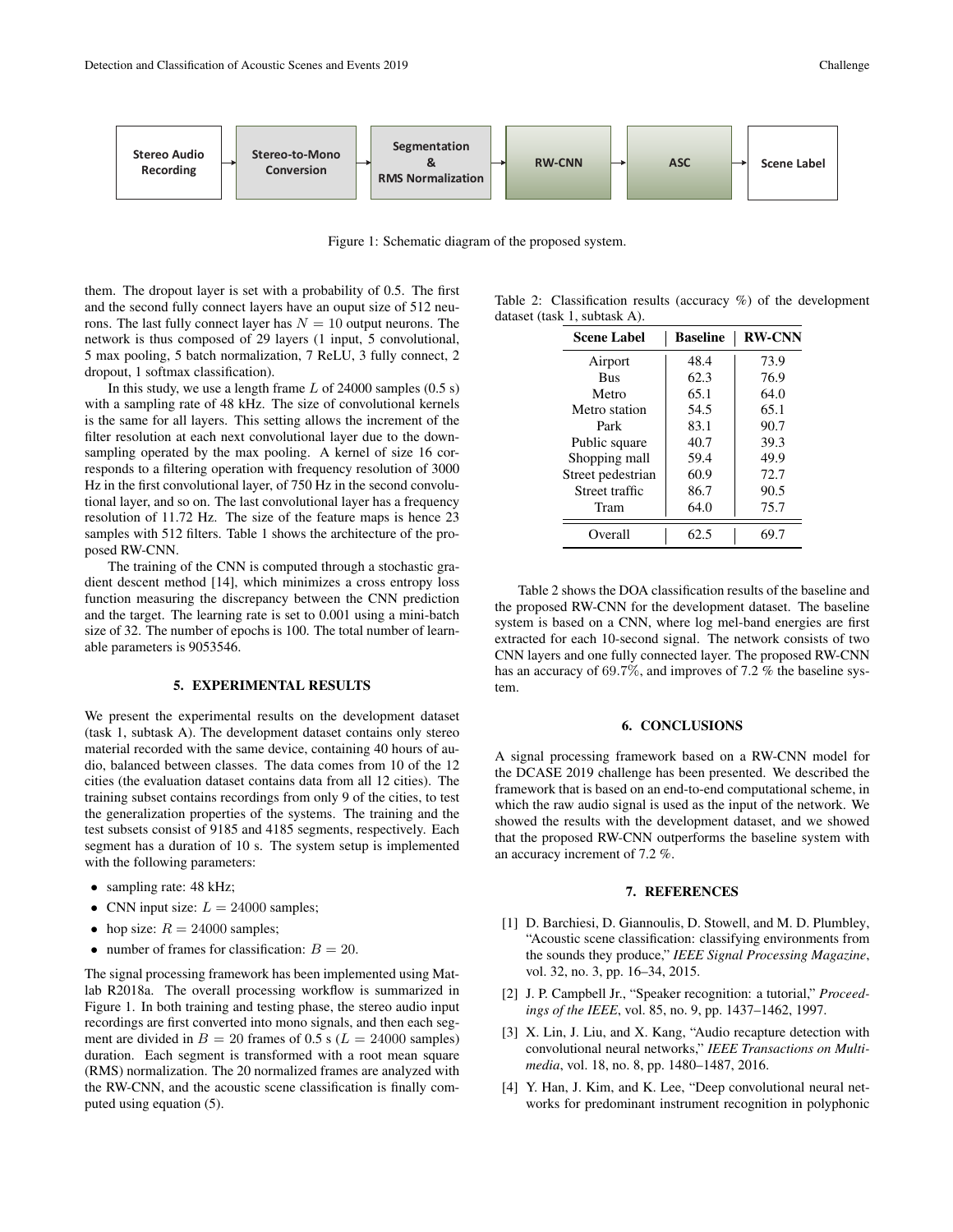Stereo Audio Recording → Stereo-to-Mono Conversion → Segmentation & RMS Normalization → RW-CNN → ASC → Scene Label

Figure 1: Schematic diagram of the proposed system.

them. The dropout layer is set with a probability of 0.5. The first and the second fully connect layers have an ouput size of 512 neurons. The last fully connect layer has $N = 10$ output neurons. The network is thus composed of 29 layers (1 input, 5 convolutional, 5 max pooling, 5 batch normalization, 7 ReLU, 3 fully connect, 2 dropout, 1 softmax classification).

In this study, we use a length frame $L$ of 24000 samples (0.5 s) with a sampling rate of 48 kHz. The size of convolutional kernels is the same for all layers. This setting allows the increment of the filter resolution at each next convolutional layer due to the downsampling operated by the max pooling. A kernel of size 16 corresponds to a filtering operation with frequency resolution of 3000 Hz in the first convolutional layer, of 750 Hz in the second convolutional layer, and so on. The last convolutional layer has a frequency resolution of 11.72 Hz. The size of the feature maps is hence 23 samples with 512 filters. Table 1 shows the architecture of the proposed RW-CNN.

The training of the CNN is computed through a stochastic gradient descent method [14], which minimizes a cross entropy loss function measuring the discrepancy between the CNN prediction and the target. The learning rate is set to 0.001 using a mini-batch size of 32. The number of epochs is 100. The total number of learnable parameters is 9053546.

## 5. EXPERIMENTAL RESULTS

We present the experimental results on the development dataset (task 1, subtask A). The development dataset contains only stereo material recorded with the same device, containing 40 hours of audio, balanced between classes. The data comes from 10 of the 12 cities (the evaluation dataset contains data from all 12 cities). The training subset contains recordings from only 9 of the cities, to test the generalization properties of the systems. The training and the test subsets consist of 9185 and 4185 segments, respectively. Each segment has a duration of 10 s. The system setup is implemented with the following parameters:

- sampling rate: 48 kHz;
- CNN input size: $L = 24000$ samples;
- hop size: $R = 24000$ samples;
- number of frames for classification: $B = 20$.

The signal processing framework has been implemented using Matlab R2018a. The overall processing workflow is summarized in Figure 1. In both training and testing phase, the stereo audio input recordings are first converted into mono signals, and then each segment are divided in $B = 20$ frames of 0.5 s ($L = 24000$ samples) duration. Each segment is transformed with a root mean square (RMS) normalization. The 20 normalized frames are analyzed with the RW-CNN, and the acoustic scene classification is finally computed using equation (5).

Table 2: Classification results (accuracy %) of the development dataset (task 1, subtask A).

| Scene Label | Baseline | RW-CNN |
|---|---|---|
| Airport | 48.4 | 73.9 |
| Bus | 62.3 | 76.9 |
| Metro | 65.1 | 64.0 |
| Metro station | 54.5 | 65.1 |
| Park | 83.1 | 90.7 |
| Public square | 40.7 | 39.3 |
| Shopping mall | 59.4 | 49.9 |
| Street pedestrian | 60.9 | 72.7 |
| Street traffic | 86.7 | 90.5 |
| Tram | 64.0 | 75.7 |
| Overall | 62.5 | 69.7 |

Table 2 shows the DOA classification results of the baseline and the proposed RW-CNN for the development dataset. The baseline system is based on a CNN, where log mel-band energies are first extracted for each 10-second signal. The network consists of two CNN layers and one fully connected layer. The proposed RW-CNN has an accuracy of 69.7%, and improves of 7.2 % the baseline system.

## 6. CONCLUSIONS

A signal processing framework based on a RW-CNN model for the DCASE 2019 challenge has been presented. We described the framework that is based on an end-to-end computational scheme, in which the raw audio signal is used as the input of the network. We showed the results with the development dataset, and we showed that the proposed RW-CNN outperforms the baseline system with an accuracy increment of 7.2 %.

## 7. REFERENCES

[1] D. Barchiesi, D. Giannoulis, D. Stowell, and M. D. Plumbley, "Acoustic scene classification: classifying environments from the sounds they produce," *IEEE Signal Processing Magazine*, vol. 32, no. 3, pp. 16–34, 2015.

[2] J. P. Campbell Jr., "Speaker recognition: a tutorial," *Proceedings of the IEEE*, vol. 85, no. 9, pp. 1437–1462, 1997.

[3] X. Lin, J. Liu, and X. Kang, "Audio recapture detection with convolutional neural networks," *IEEE Transactions on Multimedia*, vol. 18, no. 8, pp. 1480–1487, 2016.

[4] Y. Han, J. Kim, and K. Lee, "Deep convolutional neural networks for predominant instrument recognition in polyphonic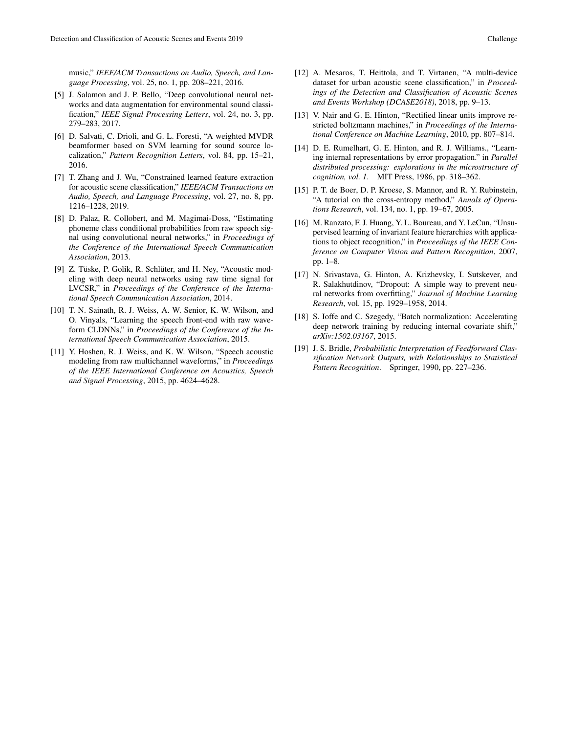music," *IEEE/ACM Transactions on Audio, Speech, and Language Processing*, vol. 25, no. 1, pp. 208–221, 2016.

[5] J. Salamon and J. P. Bello, "Deep convolutional neural networks and data augmentation for environmental sound classification," *IEEE Signal Processing Letters*, vol. 24, no. 3, pp. 279–283, 2017.

[6] D. Salvati, C. Drioli, and G. L. Foresti, "A weighted MVDR beamformer based on SVM learning for sound source localization," *Pattern Recognition Letters*, vol. 84, pp. 15–21, 2016.

[7] T. Zhang and J. Wu, "Constrained learned feature extraction for acoustic scene classification," *IEEE/ACM Transactions on Audio, Speech, and Language Processing*, vol. 27, no. 8, pp. 1216–1228, 2019.

[8] D. Palaz, R. Collobert, and M. Magimai-Doss, "Estimating phoneme class conditional probabilities from raw speech signal using convolutional neural networks," in *Proceedings of the Conference of the International Speech Communication Association*, 2013.

[9] Z. Tüske, P. Golik, R. Schlüter, and H. Ney, "Acoustic modeling with deep neural networks using raw time signal for LVCSR," in *Proceedings of the Conference of the International Speech Communication Association*, 2014.

[10] T. N. Sainath, R. J. Weiss, A. W. Senior, K. W. Wilson, and O. Vinyals, "Learning the speech front-end with raw waveform CLDNNs," in *Proceedings of the Conference of the International Speech Communication Association*, 2015.

[11] Y. Hoshen, R. J. Weiss, and K. W. Wilson, "Speech acoustic modeling from raw multichannel waveforms," in *Proceedings of the IEEE International Conference on Acoustics, Speech and Signal Processing*, 2015, pp. 4624–4628.

[12] A. Mesaros, T. Heittola, and T. Virtanen, "A multi-device dataset for urban acoustic scene classification," in *Proceedings of the Detection and Classification of Acoustic Scenes and Events Workshop (DCASE2018)*, 2018, pp. 9–13.

[13] V. Nair and G. E. Hinton, "Rectified linear units improve restricted boltzmann machines," in *Proceedings of the International Conference on Machine Learning*, 2010, pp. 807–814.

[14] D. E. Rumelhart, G. E. Hinton, and R. J. Williams., "Learning internal representations by error propagation." in *Parallel distributed processing: explorations in the microstructure of cognition, vol. 1*. MIT Press, 1986, pp. 318–362.

[15] P. T. de Boer, D. P. Kroese, S. Mannor, and R. Y. Rubinstein, "A tutorial on the cross-entropy method," *Annals of Operations Research*, vol. 134, no. 1, pp. 19–67, 2005.

[16] M. Ranzato, F. J. Huang, Y. L. Boureau, and Y. LeCun, "Unsupervised learning of invariant feature hierarchies with applications to object recognition," in *Proceedings of the IEEE Conference on Computer Vision and Pattern Recognition*, 2007, pp. 1–8.

[17] N. Srivastava, G. Hinton, A. Krizhevsky, I. Sutskever, and R. Salakhutdinov, "Dropout: A simple way to prevent neural networks from overfitting," *Journal of Machine Learning Research*, vol. 15, pp. 1929–1958, 2014.

[18] S. Ioffe and C. Szegedy, "Batch normalization: Accelerating deep network training by reducing internal covariate shift," *arXiv:1502.03167*, 2015.

[19] J. S. Bridle, *Probabilistic Interpretation of Feedforward Classification Network Outputs, with Relationships to Statistical Pattern Recognition*. Springer, 1990, pp. 227–236.